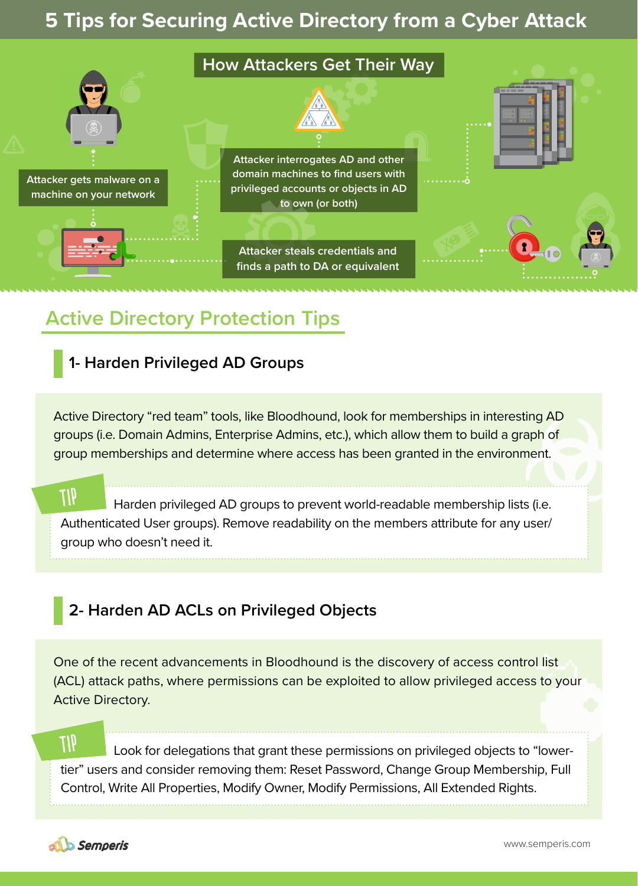# 5 Tips for Securing Active Directory from a Cyber Attack

## How Attackers Get Their Way

Attacker gets malware on a machine on your network

Attacker interrogates AD and other domain machines to find users with privileged accounts or objects in AD to own (or both)

Attacker steals credentials and finds a path to DA or equivalent

## Active Directory Protection Tips

### 1- Harden Privileged AD Groups

Active Directory "red team" tools, like Bloodhound, look for memberships in interesting AD groups (i.e. Domain Admins, Enterprise Admins, etc.), which allow them to build a graph of group memberships and determine where access has been granted in the environment.

**TIP** Harden privileged AD groups to prevent world-readable membership lists (i.e. Authenticated User groups). Remove readability on the members attribute for any user/group who doesn't need it.

### 2- Harden AD ACLs on Privileged Objects

One of the recent advancements in Bloodhound is the discovery of access control list (ACL) attack paths, where permissions can be exploited to allow privileged access to your Active Directory.

**TIP** Look for delegations that grant these permissions on privileged objects to "lower-tier" users and consider removing them: Reset Password, Change Group Membership, Full Control, Write All Properties, Modify Owner, Modify Permissions, All Extended Rights.

Semperis

www.semperis.com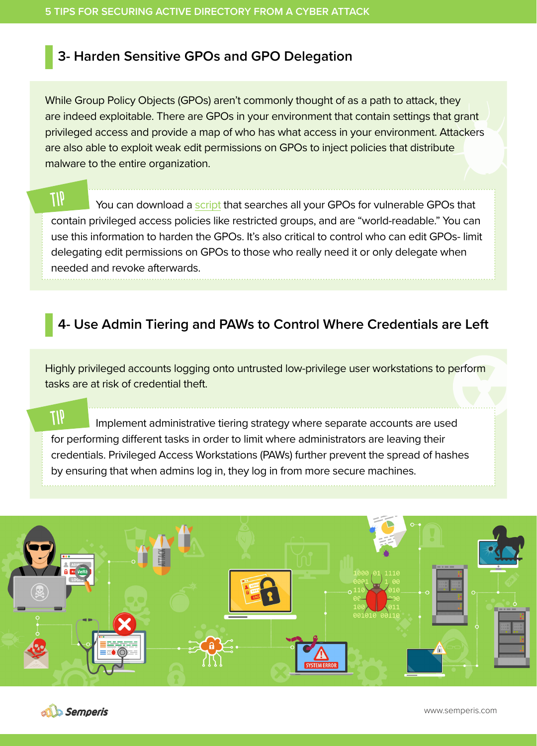## 3- Harden Sensitive GPOs and GPO Delegation

While Group Policy Objects (GPOs) aren't commonly thought of as a path to attack, they are indeed exploitable. There are GPOs in your environment that contain settings that grant privileged access and provide a map of who has what access in your environment. Attackers are also able to exploit weak edit permissions on GPOs to inject policies that distribute malware to the entire organization.

**TIP** You can download a script that searches all your GPOs for vulnerable GPOs that contain privileged access policies like restricted groups, and are "world-readable." You can use this information to harden the GPOs. It's also critical to control who can edit GPOs- limit delegating edit permissions on GPOs to those who really need it or only delegate when needed and revoke afterwards.

## 4- Use Admin Tiering and PAWs to Control Where Credentials are Left

Highly privileged accounts logging onto untrusted low-privilege user workstations to perform tasks are at risk of credential theft.

**TIP** Implement administrative tiering strategy where separate accounts are used for performing different tasks in order to limit where administrators are leaving their credentials. Privileged Access Workstations (PAWs) further prevent the spread of hashes by ensuring that when admins log in, they log in from more secure machines.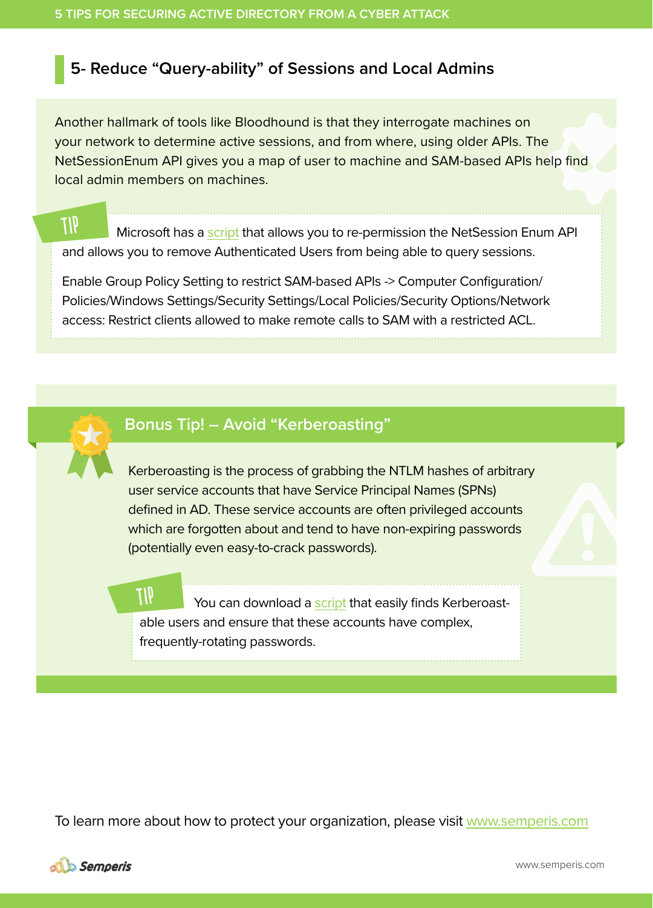## 5- Reduce “Query-ability” of Sessions and Local Admins

Another hallmark of tools like Bloodhound is that they interrogate machines on your network to determine active sessions, and from where, using older APIs. The NetSessionEnum API gives you a map of user to machine and SAM-based APIs help find local admin members on machines.

**TIP** Microsoft has a script that allows you to re-permission the NetSession Enum API and allows you to remove Authenticated Users from being able to query sessions.

Enable Group Policy Setting to restrict SAM-based APIs -> Computer Configuration/ Policies/Windows Settings/Security Settings/Local Policies/Security Options/Network access: Restrict clients allowed to make remote calls to SAM with a restricted ACL.

## Bonus Tip! – Avoid “Kerberoasting”

Kerberoasting is the process of grabbing the NTLM hashes of arbitrary user service accounts that have Service Principal Names (SPNs) defined in AD. These service accounts are often privileged accounts which are forgotten about and tend to have non-expiring passwords (potentially even easy-to-crack passwords).

**TIP** You can download a script that easily finds Kerberoast-able users and ensure that these accounts have complex, frequently-rotating passwords.

To learn more about how to protect your organization, please visit www.semperis.com